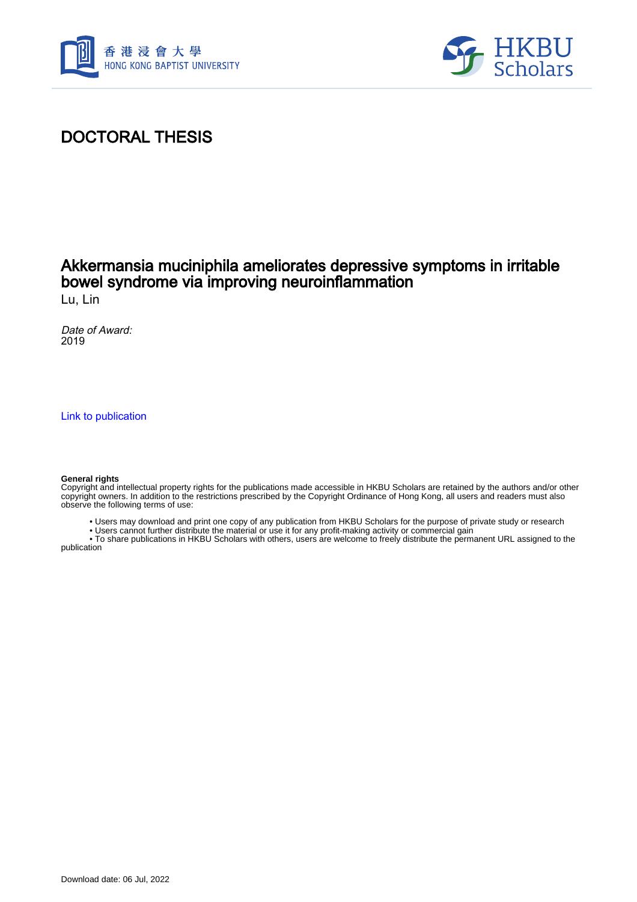# DOCTORAL THESIS

## Akkermansia muciniphila ameliorates depressive symptoms in irritable bowel syndrome via improving neuroinflammation

Lu, Lin

*Date of Award:*
2019

Link to publication

**General rights**
Copyright and intellectual property rights for the publications made accessible in HKBU Scholars are retained by the authors and/or other copyright owners. In addition to the restrictions prescribed by the Copyright Ordinance of Hong Kong, all users and readers must also observe the following terms of use:

- Users may download and print one copy of any publication from HKBU Scholars for the purpose of private study or research
- Users cannot further distribute the material or use it for any profit-making activity or commercial gain
- To share publications in HKBU Scholars with others, users are welcome to freely distribute the permanent URL assigned to the publication

Download date: 06 Jul, 2022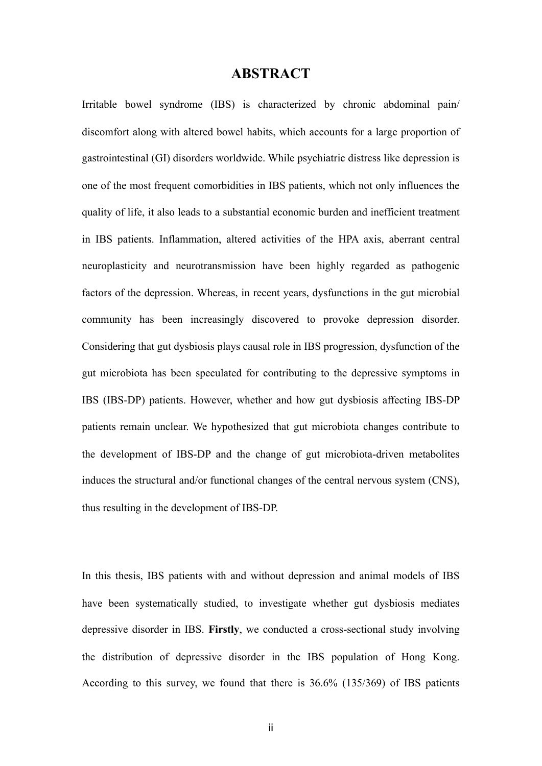# ABSTRACT

Irritable bowel syndrome (IBS) is characterized by chronic abdominal pain/ discomfort along with altered bowel habits, which accounts for a large proportion of gastrointestinal (GI) disorders worldwide. While psychiatric distress like depression is one of the most frequent comorbidities in IBS patients, which not only influences the quality of life, it also leads to a substantial economic burden and inefficient treatment in IBS patients. Inflammation, altered activities of the HPA axis, aberrant central neuroplasticity and neurotransmission have been highly regarded as pathogenic factors of the depression. Whereas, in recent years, dysfunctions in the gut microbial community has been increasingly discovered to provoke depression disorder. Considering that gut dysbiosis plays causal role in IBS progression, dysfunction of the gut microbiota has been speculated for contributing to the depressive symptoms in IBS (IBS-DP) patients. However, whether and how gut dysbiosis affecting IBS-DP patients remain unclear. We hypothesized that gut microbiota changes contribute to the development of IBS-DP and the change of gut microbiota-driven metabolites induces the structural and/or functional changes of the central nervous system (CNS), thus resulting in the development of IBS-DP.

In this thesis, IBS patients with and without depression and animal models of IBS have been systematically studied, to investigate whether gut dysbiosis mediates depressive disorder in IBS. **Firstly**, we conducted a cross-sectional study involving the distribution of depressive disorder in the IBS population of Hong Kong. According to this survey, we found that there is 36.6% (135/369) of IBS patients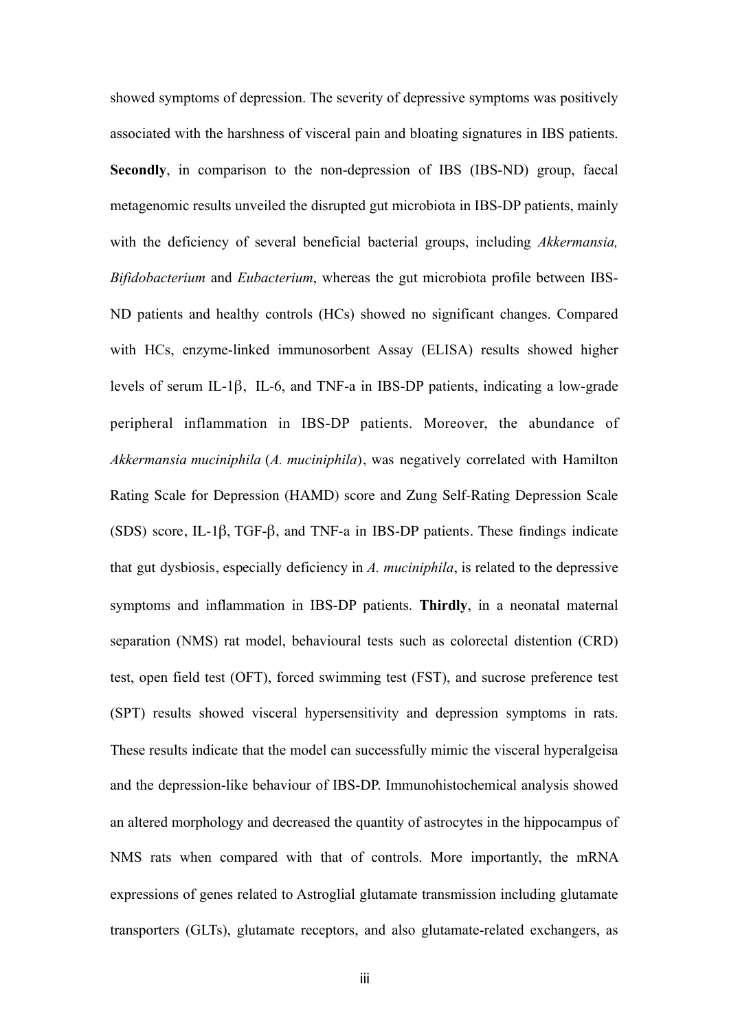showed symptoms of depression. The severity of depressive symptoms was positively associated with the harshness of visceral pain and bloating signatures in IBS patients. **Secondly**, in comparison to the non-depression of IBS (IBS-ND) group, faecal metagenomic results unveiled the disrupted gut microbiota in IBS-DP patients, mainly with the deficiency of several beneficial bacterial groups, including *Akkermansia, Bifidobacterium* and *Eubacterium*, whereas the gut microbiota profile between IBS-ND patients and healthy controls (HCs) showed no significant changes. Compared with HCs, enzyme-linked immunosorbent Assay (ELISA) results showed higher levels of serum IL-1β, IL-6, and TNF-a in IBS-DP patients, indicating a low-grade peripheral inflammation in IBS-DP patients. Moreover, the abundance of *Akkermansia muciniphila* (*A. muciniphila*), was negatively correlated with Hamilton Rating Scale for Depression (HAMD) score and Zung Self-Rating Depression Scale (SDS) score, IL-1β, TGF-β, and TNF-a in IBS-DP patients. These findings indicate that gut dysbiosis, especially deficiency in *A. muciniphila*, is related to the depressive symptoms and inflammation in IBS-DP patients. **Thirdly**, in a neonatal maternal separation (NMS) rat model, behavioural tests such as colorectal distention (CRD) test, open field test (OFT), forced swimming test (FST), and sucrose preference test (SPT) results showed visceral hypersensitivity and depression symptoms in rats. These results indicate that the model can successfully mimic the visceral hyperalgeisa and the depression-like behaviour of IBS-DP. Immunohistochemical analysis showed an altered morphology and decreased the quantity of astrocytes in the hippocampus of NMS rats when compared with that of controls. More importantly, the mRNA expressions of genes related to Astroglial glutamate transmission including glutamate transporters (GLTs), glutamate receptors, and also glutamate-related exchangers, as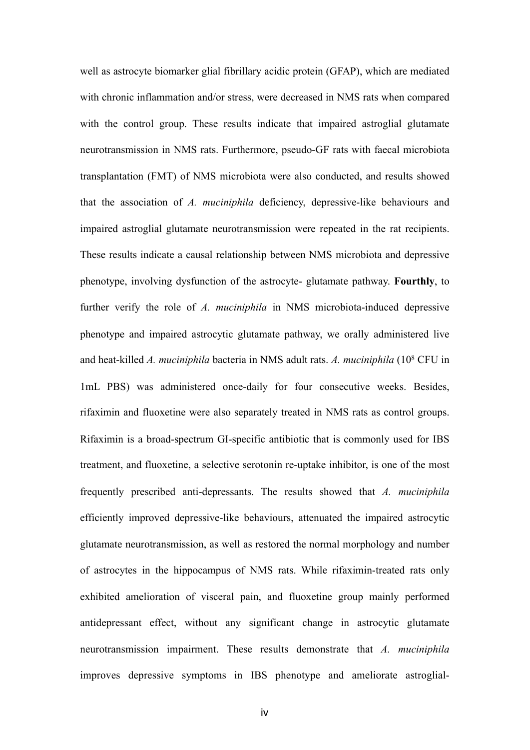well as astrocyte biomarker glial fibrillary acidic protein (GFAP), which are mediated with chronic inflammation and/or stress, were decreased in NMS rats when compared with the control group. These results indicate that impaired astroglial glutamate neurotransmission in NMS rats. Furthermore, pseudo-GF rats with faecal microbiota transplantation (FMT) of NMS microbiota were also conducted, and results showed that the association of *A. muciniphila* deficiency, depressive-like behaviours and impaired astroglial glutamate neurotransmission were repeated in the rat recipients. These results indicate a causal relationship between NMS microbiota and depressive phenotype, involving dysfunction of the astrocyte- glutamate pathway. **Fourthly**, to further verify the role of *A. muciniphila* in NMS microbiota-induced depressive phenotype and impaired astrocytic glutamate pathway, we orally administered live and heat-killed *A. muciniphila* bacteria in NMS adult rats. *A. muciniphila* ($10^8$ CFU in 1mL PBS) was administered once-daily for four consecutive weeks. Besides, rifaximin and fluoxetine were also separately treated in NMS rats as control groups. Rifaximin is a broad-spectrum GI-specific antibiotic that is commonly used for IBS treatment, and fluoxetine, a selective serotonin re-uptake inhibitor, is one of the most frequently prescribed anti-depressants. The results showed that *A. muciniphila* efficiently improved depressive-like behaviours, attenuated the impaired astrocytic glutamate neurotransmission, as well as restored the normal morphology and number of astrocytes in the hippocampus of NMS rats. While rifaximin-treated rats only exhibited amelioration of visceral pain, and fluoxetine group mainly performed antidepressant effect, without any significant change in astrocytic glutamate neurotransmission impairment. These results demonstrate that *A. muciniphila* improves depressive symptoms in IBS phenotype and ameliorate astroglial-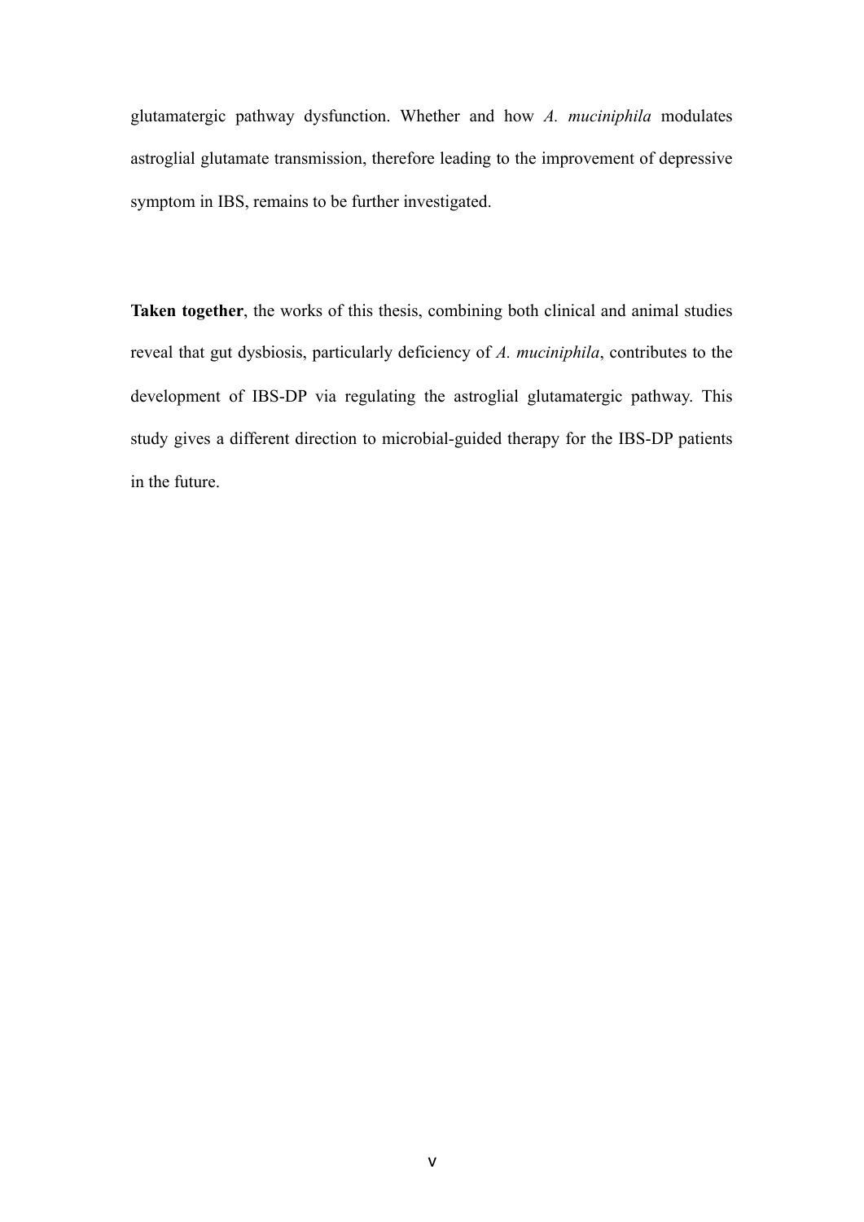glutamatergic pathway dysfunction. Whether and how *A. muciniphila* modulates astroglial glutamate transmission, therefore leading to the improvement of depressive symptom in IBS, remains to be further investigated.

**Taken together**, the works of this thesis, combining both clinical and animal studies reveal that gut dysbiosis, particularly deficiency of *A. muciniphila*, contributes to the development of IBS-DP via regulating the astroglial glutamatergic pathway. This study gives a different direction to microbial-guided therapy for the IBS-DP patients in the future.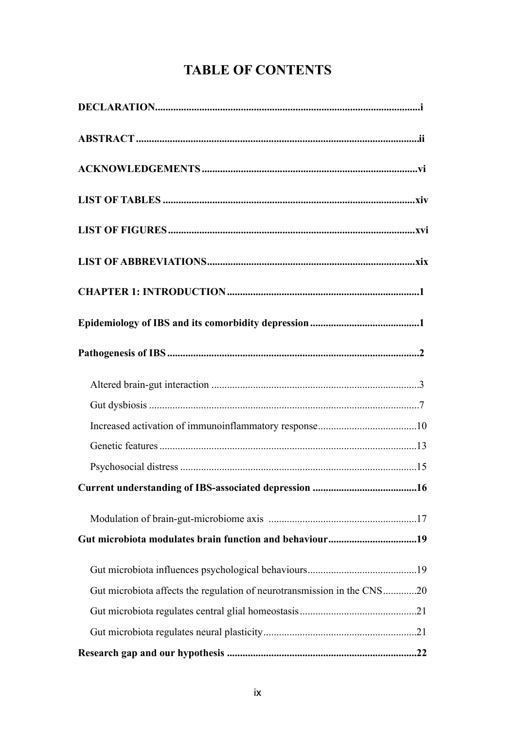# TABLE OF CONTENTS

**DECLARATION** ..... i

**ABSTRACT** ..... ii

**ACKNOWLEDGEMENTS** ..... vi

**LIST OF TABLES** ..... xiv

**LIST OF FIGURES** ..... xvi

**LIST OF ABBREVIATIONS** ..... xix

**CHAPTER 1: INTRODUCTION** ..... 1

**Epidemiology of IBS and its comorbidity depression** ..... 1

**Pathogenesis of IBS** ..... 2

- Altered brain-gut interaction ..... 3
- Gut dysbiosis ..... 7
- Increased activation of immunoinflammatory response ..... 10
- Genetic features ..... 13
- Psychosocial distress ..... 15

**Current understanding of IBS-associated depression** ..... 16

- Modulation of brain-gut-microbiome axis ..... 17

**Gut microbiota modulates brain function and behaviour** ..... 19

- Gut microbiota influences psychological behaviours ..... 19
- Gut microbiota affects the regulation of neurotransmission in the CNS ..... 20
- Gut microbiota regulates central glial homeostasis ..... 21
- Gut microbiota regulates neural plasticity ..... 21

**Research gap and our hypothesis** ..... 22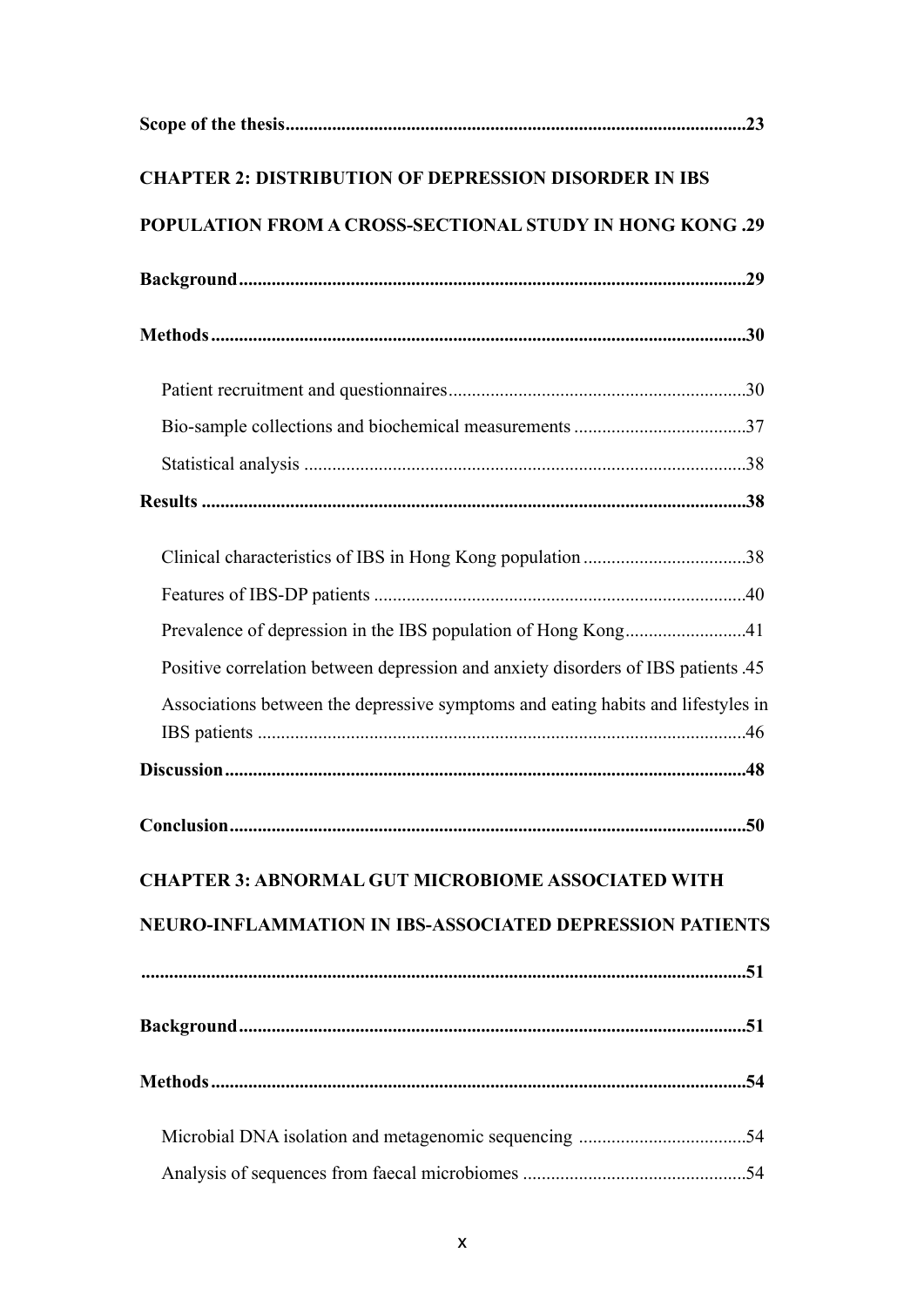**Scope of the thesis**..................................................................................................23

**CHAPTER 2: DISTRIBUTION OF DEPRESSION DISORDER IN IBS POPULATION FROM A CROSS-SECTIONAL STUDY IN HONG KONG .29**

**Background**............................................................................................................29

**Methods**..................................................................................................................30

Patient recruitment and questionnaires...............................................................30

Bio-sample collections and biochemical measurements .....................................37

Statistical analysis ..............................................................................................38

**Results**...................................................................................................................38

Clinical characteristics of IBS in Hong Kong population ...................................38

Features of IBS-DP patients ...............................................................................40

Prevalence of depression in the IBS population of Hong Kong..........................41

Positive correlation between depression and anxiety disorders of IBS patients .45

Associations between the depressive symptoms and eating habits and lifestyles in IBS patients .......................................................................................................46

**Discussion**..............................................................................................................48

**Conclusion**..............................................................................................................50

**CHAPTER 3: ABNORMAL GUT MICROBIOME ASSOCIATED WITH NEURO-INFLAMMATION IN IBS-ASSOCIATED DEPRESSION PATIENTS**

**.................................................................................................................................51**

**Background**............................................................................................................51

**Methods**..................................................................................................................54

Microbial DNA isolation and metagenomic sequencing ....................................54

Analysis of sequences from faecal microbiomes ...............................................54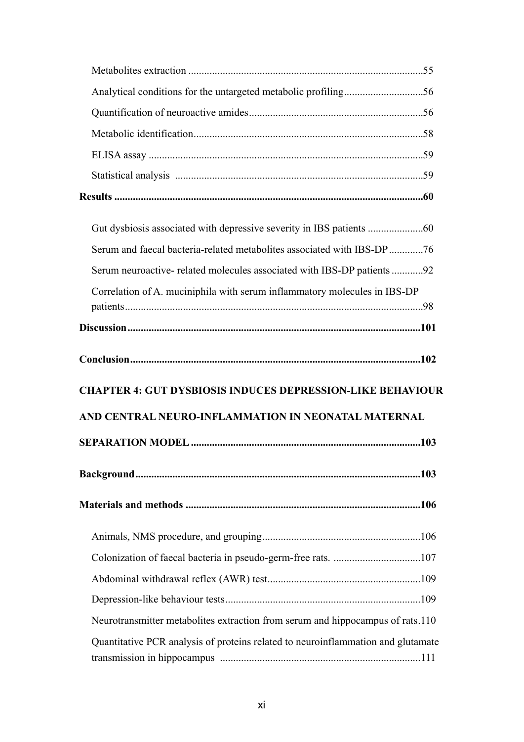Metabolites extraction .......................................................................................55

Analytical conditions for the untargeted metabolic profiling.............................56

Quantification of neuroactive amides.................................................................56

Metabolic identification......................................................................................58

ELISA assay .......................................................................................................59

Statistical analysis .............................................................................................59

**Results ....................................................................................................................60**

Gut dysbiosis associated with depressive severity in IBS patients .....................60

Serum and faecal bacteria-related metabolites associated with IBS-DP.............76

Serum neuroactive- related molecules associated with IBS-DP patients ............92

Correlation of A. muciniphila with serum inflammatory molecules in IBS-DP patients................................................................................................................98

**Discussion..............................................................................................................101**

**Conclusion.............................................................................................................102**

**CHAPTER 4: GUT DYSBIOSIS INDUCES DEPRESSION-LIKE BEHAVIOUR AND CENTRAL NEURO-INFLAMMATION IN NEONATAL MATERNAL SEPARATION MODEL ......................................................................................103**

**Background...........................................................................................................103**

**Materials and methods ........................................................................................106**

Animals, NMS procedure, and grouping...........................................................106

Colonization of faecal bacteria in pseudo-germ-free rats. .................................107

Abdominal withdrawal reflex (AWR) test.........................................................109

Depression-like behaviour tests.........................................................................109

Neurotransmitter metabolites extraction from serum and hippocampus of rats.110

Quantitative PCR analysis of proteins related to neuroinflammation and glutamate transmission in hippocampus ..........................................................................111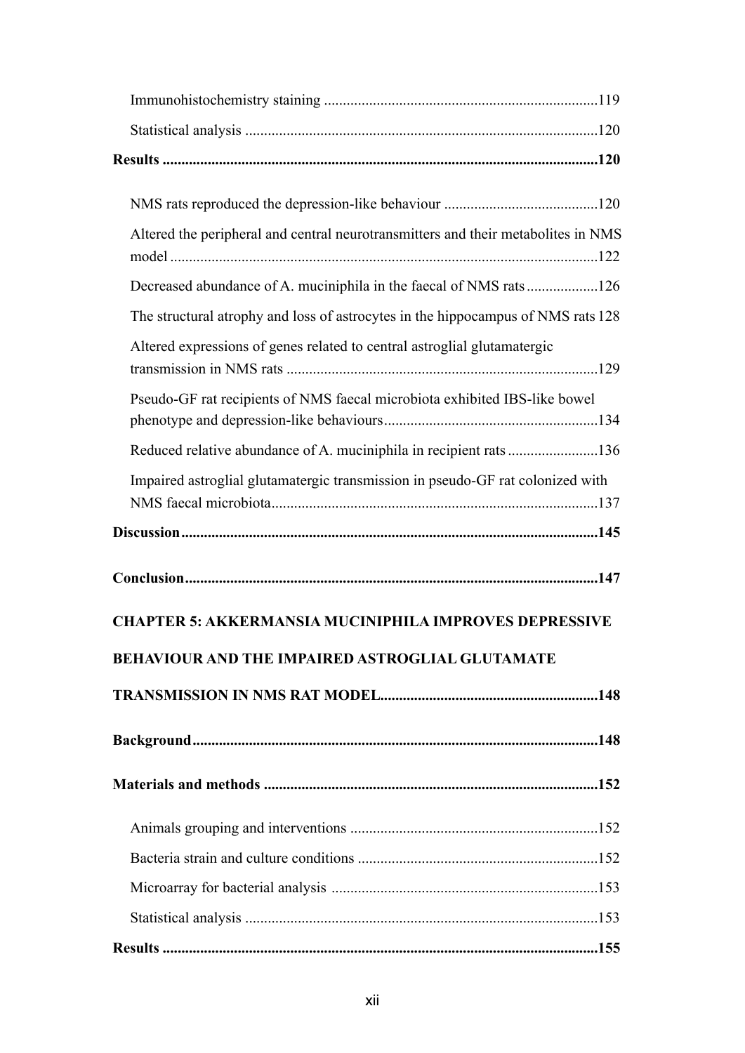Immunohistochemistry staining ........................................................................ 119

Statistical analysis ........................................................................................... 120

**Results ................................................................................................................ 120**

NMS rats reproduced the depression-like behaviour ........................................ 120

Altered the peripheral and central neurotransmitters and their metabolites in NMS model ................................................................................................................ 122

Decreased abundance of A. muciniphila in the faecal of NMS rats .................. 126

The structural atrophy and loss of astrocytes in the hippocampus of NMS rats 128

Altered expressions of genes related to central astroglial glutamatergic transmission in NMS rats ................................................................................. 129

Pseudo-GF rat recipients of NMS faecal microbiota exhibited IBS-like bowel phenotype and depression-like behaviours ....................................................... 134

Reduced relative abundance of A. muciniphila in recipient rats ....................... 136

Impaired astroglial glutamatergic transmission in pseudo-GF rat colonized with NMS faecal microbiota...................................................................................... 137

**Discussion .......................................................................................................... 145**

**Conclusion .......................................................................................................... 147**

**CHAPTER 5: AKKERMANSIA MUCINIPHILA IMPROVES DEPRESSIVE BEHAVIOUR AND THE IMPAIRED ASTROGLIAL GLUTAMATE TRANSMISSION IN NMS RAT MODEL ......................................................... 148**

**Background ......................................................................................................... 148**

**Materials and methods ...................................................................................... 152**

Animals grouping and interventions ................................................................. 152

Bacteria strain and culture conditions ............................................................... 152

Microarray for bacterial analysis ...................................................................... 153

Statistical analysis ............................................................................................ 153

**Results ................................................................................................................ 155**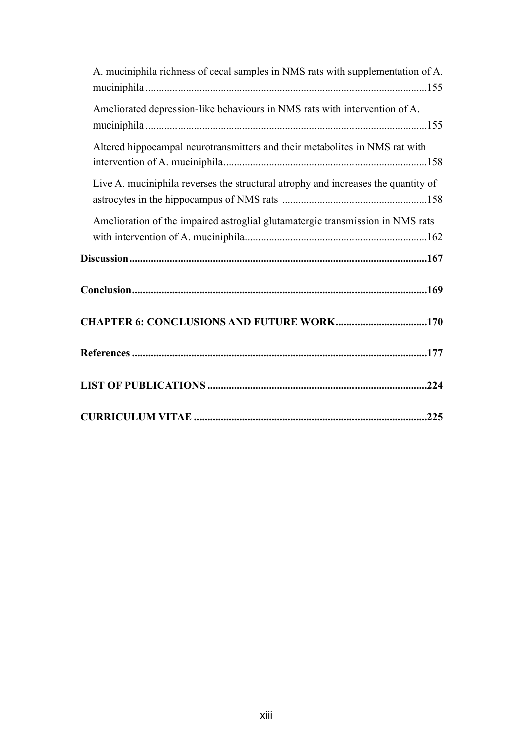A. muciniphila richness of cecal samples in NMS rats with supplementation of A. muciniphila ........................................................................................................155

Ameliorated depression-like behaviours in NMS rats with intervention of A. muciniphila ........................................................................................................155

Altered hippocampal neurotransmitters and their metabolites in NMS rat with intervention of A. muciniphila ...........................................................................158

Live A. muciniphila reverses the structural atrophy and increases the quantity of astrocytes in the hippocampus of NMS rats .....................................................158

Amelioration of the impaired astroglial glutamatergic transmission in NMS rats with intervention of A. muciniphila ...................................................................162

**Discussion .............................................................................................................167**

**Conclusion ............................................................................................................169**

**CHAPTER 6: CONCLUSIONS AND FUTURE WORK .................................170**

**References ............................................................................................................177**

**LIST OF PUBLICATIONS ................................................................................224**

**CURRICULUM VITAE .....................................................................................225**